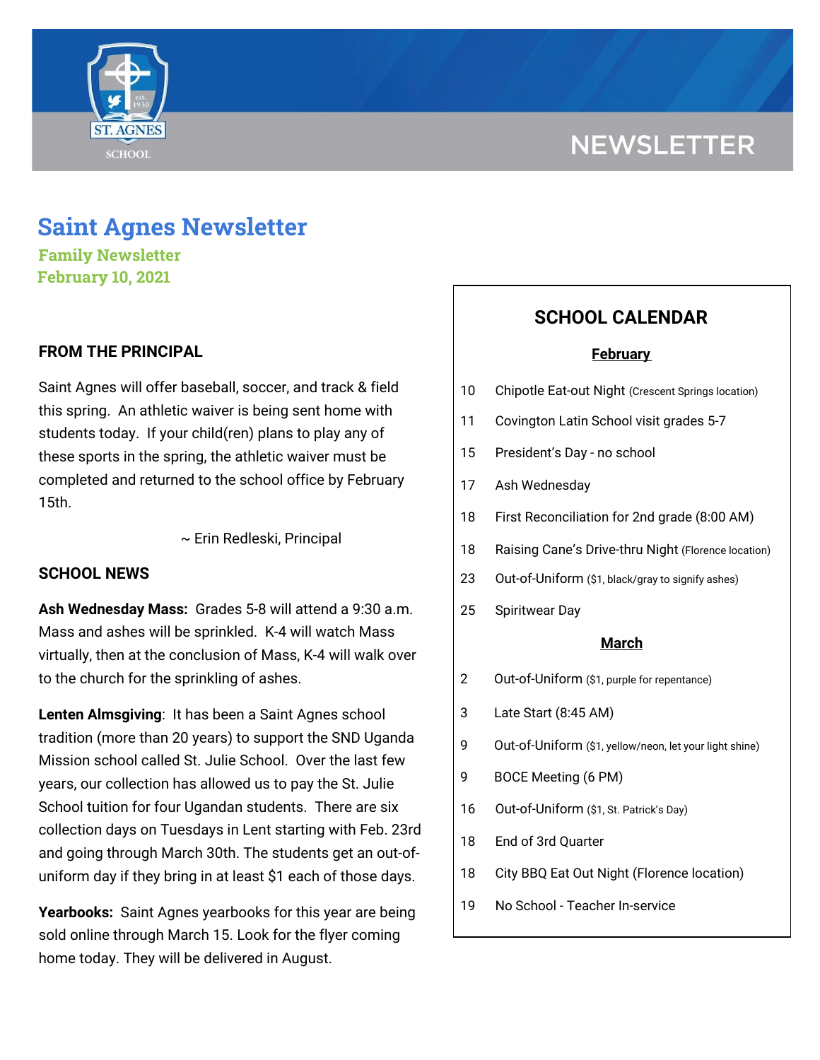NEWSLETTER

# Saint Agnes Newsletter

**Family Newsletter**
**February 10, 2021**

## FROM THE PRINCIPAL

Saint Agnes will offer baseball, soccer, and track & field this spring. An athletic waiver is being sent home with students today. If your child(ren) plans to play any of these sports in the spring, the athletic waiver must be completed and returned to the school office by February 15th.

~ Erin Redleski, Principal

## SCHOOL NEWS

**Ash Wednesday Mass:** Grades 5-8 will attend a 9:30 a.m. Mass and ashes will be sprinkled. K-4 will watch Mass virtually, then at the conclusion of Mass, K-4 will walk over to the church for the sprinkling of ashes.

**Lenten Almsgiving**: It has been a Saint Agnes school tradition (more than 20 years) to support the SND Uganda Mission school called St. Julie School. Over the last few years, our collection has allowed us to pay the St. Julie School tuition for four Ugandan students. There are six collection days on Tuesdays in Lent starting with Feb. 23rd and going through March 30th. The students get an out-of-uniform day if they bring in at least $1 each of those days.

**Yearbooks:** Saint Agnes yearbooks for this year are being sold online through March 15. Look for the flyer coming home today. They will be delivered in August.

## SCHOOL CALENDAR

**February**

| | |
|---|---|
| 10 | Chipotle Eat-out Night (Crescent Springs location) |
| 11 | Covington Latin School visit grades 5-7 |
| 15 | President's Day - no school |
| 17 | Ash Wednesday |
| 18 | First Reconciliation for 2nd grade (8:00 AM) |
| 18 | Raising Cane's Drive-thru Night (Florence location) |
| 23 | Out-of-Uniform ($1, black/gray to signify ashes) |
| 25 | Spiritwear Day |

**March**

| | |
|---|---|
| 2 | Out-of-Uniform ($1, purple for repentance) |
| 3 | Late Start (8:45 AM) |
| 9 | Out-of-Uniform ($1, yellow/neon, let your light shine) |
| 9 | BOCE Meeting (6 PM) |
| 16 | Out-of-Uniform ($1, St. Patrick's Day) |
| 18 | End of 3rd Quarter |
| 18 | City BBQ Eat Out Night (Florence location) |
| 19 | No School - Teacher In-service |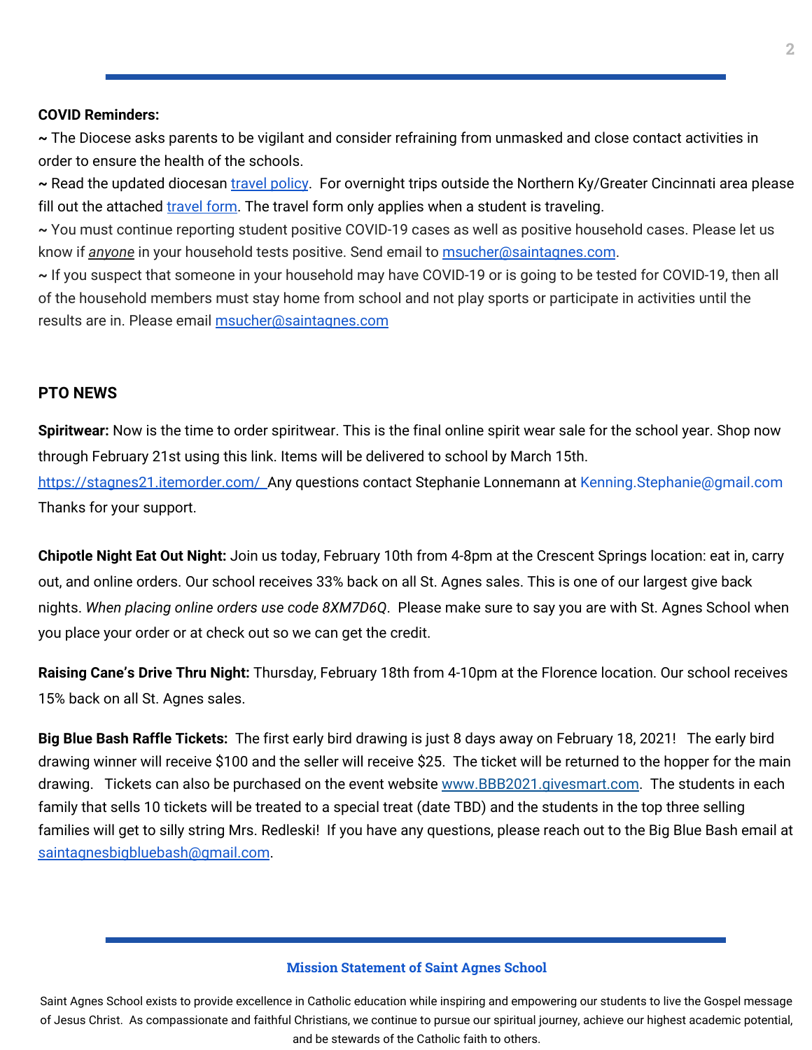**COVID Reminders:**

~ The Diocese asks parents to be vigilant and consider refraining from unmasked and close contact activities in order to ensure the health of the schools.

~ Read the updated diocesan travel policy. For overnight trips outside the Northern Ky/Greater Cincinnati area please fill out the attached travel form. The travel form only applies when a student is traveling.

~ You must continue reporting student positive COVID-19 cases as well as positive household cases. Please let us know if ***anyone*** in your household tests positive. Send email to msucher@saintagnes.com.

~ If you suspect that someone in your household may have COVID-19 or is going to be tested for COVID-19, then all of the household members must stay home from school and not play sports or participate in activities until the results are in. Please email msucher@saintagnes.com

## PTO NEWS

**Spiritwear:** Now is the time to order spiritwear. This is the final online spirit wear sale for the school year. Shop now through February 21st using this link. Items will be delivered to school by March 15th. https://stagnes21.itemorder.com/ Any questions contact Stephanie Lonnemann at Kenning.Stephanie@gmail.com Thanks for your support.

**Chipotle Night Eat Out Night:** Join us today, February 10th from 4-8pm at the Crescent Springs location: eat in, carry out, and online orders. Our school receives 33% back on all St. Agnes sales. This is one of our largest give back nights. *When placing online orders use code 8XM7D6Q*. Please make sure to say you are with St. Agnes School when you place your order or at check out so we can get the credit.

**Raising Cane's Drive Thru Night:** Thursday, February 18th from 4-10pm at the Florence location. Our school receives 15% back on all St. Agnes sales.

**Big Blue Bash Raffle Tickets:** The first early bird drawing is just 8 days away on February 18, 2021! The early bird drawing winner will receive $100 and the seller will receive $25. The ticket will be returned to the hopper for the main drawing. Tickets can also be purchased on the event website www.BBB2021.givesmart.com. The students in each family that sells 10 tickets will be treated to a special treat (date TBD) and the students in the top three selling families will get to silly string Mrs. Redleski! If you have any questions, please reach out to the Big Blue Bash email at saintagnesbigbluebash@gmail.com.

### Mission Statement of Saint Agnes School

Saint Agnes School exists to provide excellence in Catholic education while inspiring and empowering our students to live the Gospel message of Jesus Christ. As compassionate and faithful Christians, we continue to pursue our spiritual journey, achieve our highest academic potential, and be stewards of the Catholic faith to others.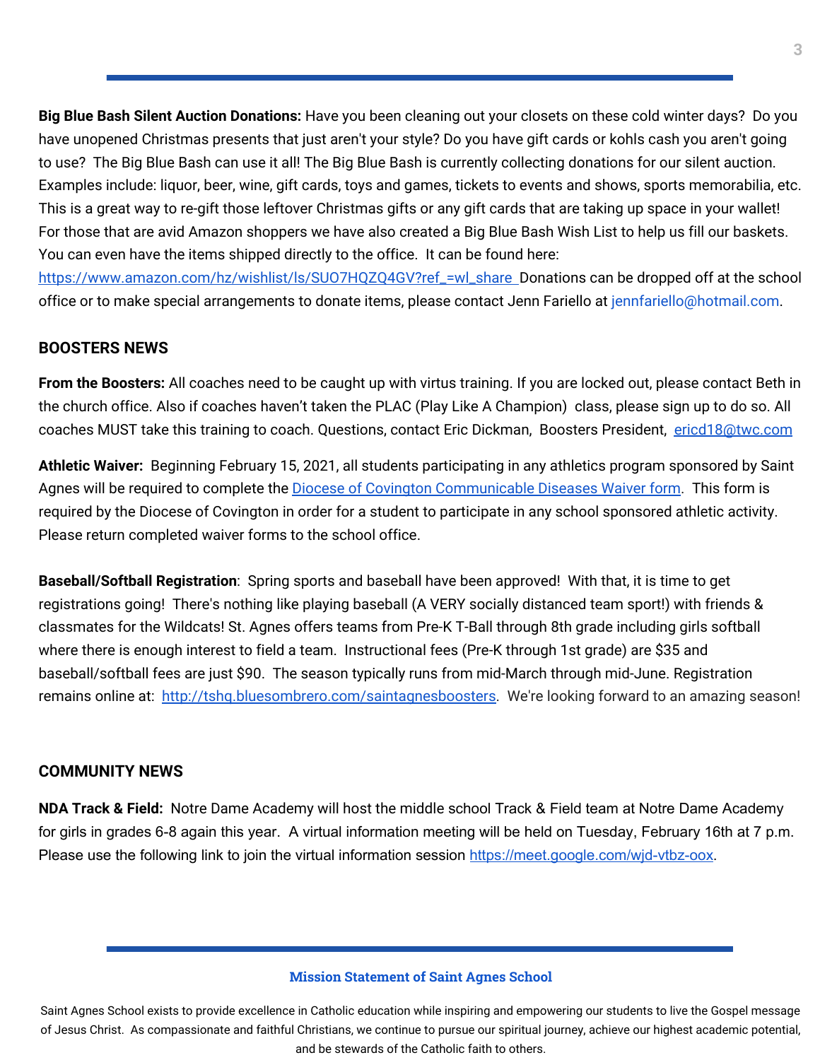**Big Blue Bash Silent Auction Donations:** Have you been cleaning out your closets on these cold winter days? Do you have unopened Christmas presents that just aren't your style? Do you have gift cards or kohls cash you aren't going to use? The Big Blue Bash can use it all! The Big Blue Bash is currently collecting donations for our silent auction. Examples include: liquor, beer, wine, gift cards, toys and games, tickets to events and shows, sports memorabilia, etc. This is a great way to re-gift those leftover Christmas gifts or any gift cards that are taking up space in your wallet! For those that are avid Amazon shoppers we have also created a Big Blue Bash Wish List to help us fill our baskets. You can even have the items shipped directly to the office. It can be found here: https://www.amazon.com/hz/wishlist/ls/SUO7HQZQ4GV?ref_=wl_share Donations can be dropped off at the school office or to make special arrangements to donate items, please contact Jenn Fariello at jennfariello@hotmail.com.

## BOOSTERS NEWS

**From the Boosters:** All coaches need to be caught up with virtus training. If you are locked out, please contact Beth in the church office. Also if coaches haven't taken the PLAC (Play Like A Champion) class, please sign up to do so. All coaches MUST take this training to coach. Questions, contact Eric Dickman, Boosters President, ericd18@twc.com

**Athletic Waiver:** Beginning February 15, 2021, all students participating in any athletics program sponsored by Saint Agnes will be required to complete the Diocese of Covington Communicable Diseases Waiver form. This form is required by the Diocese of Covington in order for a student to participate in any school sponsored athletic activity. Please return completed waiver forms to the school office.

**Baseball/Softball Registration**: Spring sports and baseball have been approved! With that, it is time to get registrations going! There's nothing like playing baseball (A VERY socially distanced team sport!) with friends & classmates for the Wildcats! St. Agnes offers teams from Pre-K T-Ball through 8th grade including girls softball where there is enough interest to field a team. Instructional fees (Pre-K through 1st grade) are $35 and baseball/softball fees are just $90. The season typically runs from mid-March through mid-June. Registration remains online at: http://tshq.bluesombrero.com/saintagnesboosters. We're looking forward to an amazing season!

## COMMUNITY NEWS

**NDA Track & Field:** Notre Dame Academy will host the middle school Track & Field team at Notre Dame Academy for girls in grades 6-8 again this year. A virtual information meeting will be held on Tuesday, February 16th at 7 p.m. Please use the following link to join the virtual information session https://meet.google.com/wjd-vtbz-oox.

**Mission Statement of Saint Agnes School**

Saint Agnes School exists to provide excellence in Catholic education while inspiring and empowering our students to live the Gospel message of Jesus Christ. As compassionate and faithful Christians, we continue to pursue our spiritual journey, achieve our highest academic potential, and be stewards of the Catholic faith to others.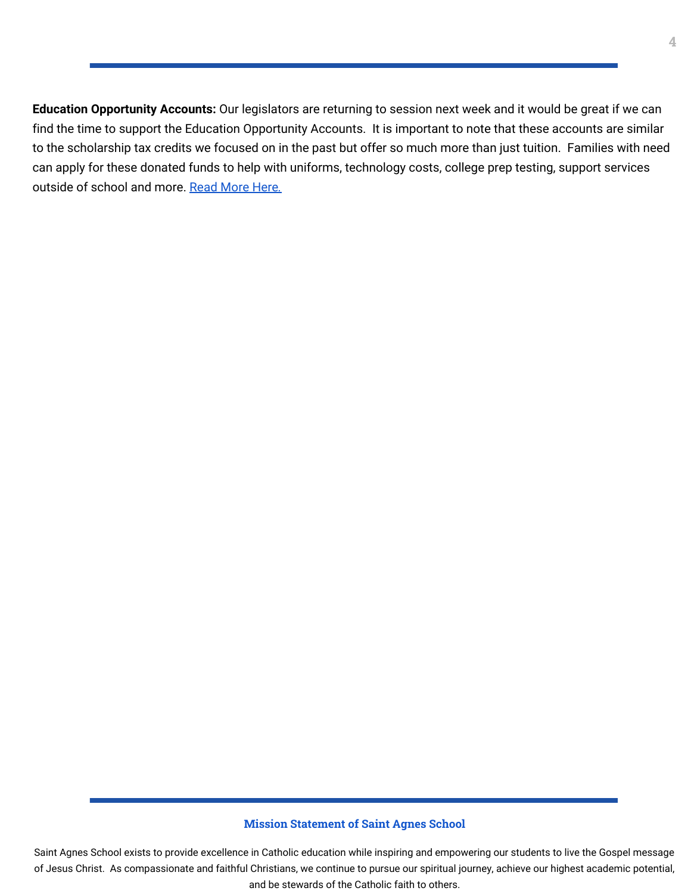**Education Opportunity Accounts:** Our legislators are returning to session next week and it would be great if we can find the time to support the Education Opportunity Accounts.  It is important to note that these accounts are similar to the scholarship tax credits we focused on in the past but offer so much more than just tuition.  Families with need can apply for these donated funds to help with uniforms, technology costs, college prep testing, support services outside of school and more. Read More Here.

### Mission Statement of Saint Agnes School

Saint Agnes School exists to provide excellence in Catholic education while inspiring and empowering our students to live the Gospel message of Jesus Christ.  As compassionate and faithful Christians, we continue to pursue our spiritual journey, achieve our highest academic potential, and be stewards of the Catholic faith to others.